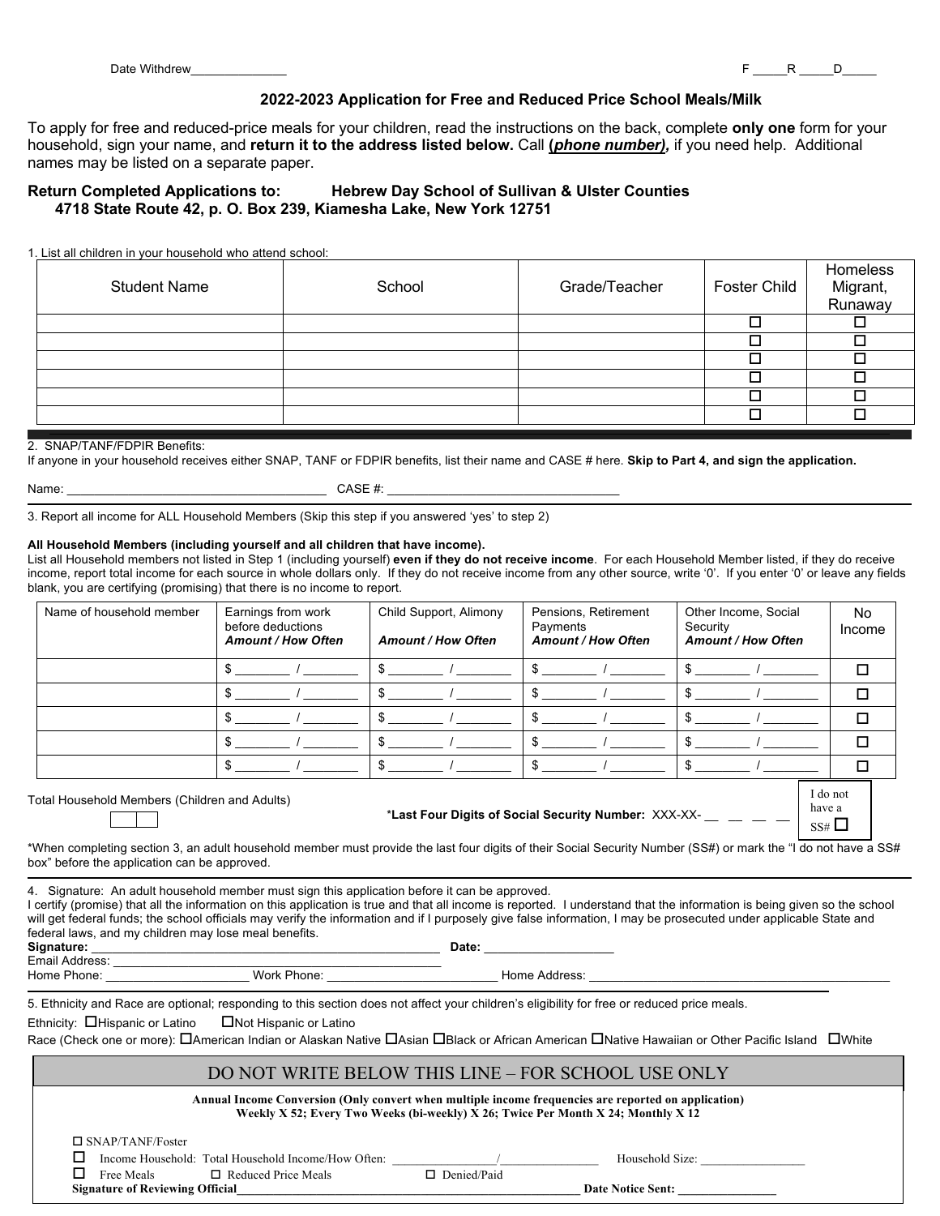Date Withdrew______________ F _____R _____D_____

## 2022-2023 Application for Free and Reduced Price School Meals/Milk

To apply for free and reduced-price meals for your children, read the instructions on the back, complete **only one** form for your household, sign your name, and **return it to the address listed below.** Call ***(phone number),*** if you need help. Additional names may be listed on a separate paper.

**Return Completed Applications to: Hebrew Day School of Sullivan & Ulster Counties**
**4718 State Route 42, p. O. Box 239, Kiamesha Lake, New York 12751**

1. List all children in your household who attend school:

| Student Name | School | Grade/Teacher | Foster Child | Homeless Migrant, Runaway |
|---|---|---|---|---|
| | | | ☐ | ☐ |
| | | | ☐ | ☐ |
| | | | ☐ | ☐ |
| | | | ☐ | ☐ |
| | | | ☐ | ☐ |
| | | | ☐ | ☐ |

2. SNAP/TANF/FDPIR Benefits:
If anyone in your household receives either SNAP, TANF or FDPIR benefits, list their name and CASE # here. **Skip to Part 4, and sign the application.**

Name: ______________________________________ CASE #: _________________________________

3. Report all income for ALL Household Members (Skip this step if you answered 'yes' to step 2)

**All Household Members (including yourself and all children that have income).**
List all Household members not listed in Step 1 (including yourself) **even if they do not receive income**. For each Household Member listed, if they do receive income, report total income for each source in whole dollars only. If they do not receive income from any other source, write '0'. If you enter '0' or leave any fields blank, you are certifying (promising) that there is no income to report.

| Name of household member | Earnings from work before deductions ***Amount / How Often*** | Child Support, Alimony ***Amount / How Often*** | Pensions, Retirement Payments ***Amount / How Often*** | Other Income, Social Security ***Amount / How Often*** | No Income |
|---|---|---|---|---|---|
| | $ ________ / ________ | $ ________ / ________ | $ ________ / ________ | $ ________ / ________ | ☐ |
| | $ ________ / ________ | $ ________ / ________ | $ ________ / ________ | $ ________ / ________ | ☐ |
| | $ ________ / ________ | $ ________ / ________ | $ ________ / ________ | $ ________ / ________ | ☐ |
| | $ ________ / ________ | $ ________ / ________ | $ ________ / ________ | $ ________ / ________ | ☐ |
| | $ ________ / ________ | $ ________ / ________ | $ ________ / ________ | $ ________ / ________ | ☐ |

Total Household Members (Children and Adults) ☐☐

***Last Four Digits of Social Security Number:** XXX-XX- __ __ __ __    I do not have a SS# ☐

*When completing section 3, an adult household member must provide the last four digits of their Social Security Number (SS#) or mark the "I do not have a SS# box" before the application can be approved.

4. Signature: An adult household member must sign this application before it can be approved.
I certify (promise) that all the information on this application is true and that all income is reported. I understand that the information is being given so the school will get federal funds; the school officials may verify the information and if I purposely give false information, I may be prosecuted under applicable State and federal laws, and my children may lose meal benefits.

**Signature:** _____________________________________________________ **Date:** ___________________
Email Address: ______________________________________________
Home Phone: _____________________ Work Phone: _________________________ Home Address: _____________________________________________

5. Ethnicity and Race are optional; responding to this section does not affect your children's eligibility for free or reduced price meals.

Ethnicity: ☐Hispanic or Latino ☐Not Hispanic or Latino

Race (Check one or more): ☐American Indian or Alaskan Native ☐Asian ☐Black or African American ☐Native Hawaiian or Other Pacific Island ☐White

### DO NOT WRITE BELOW THIS LINE – FOR SCHOOL USE ONLY

**Annual Income Conversion (Only convert when multiple income frequencies are reported on application)**
**Weekly X 52; Every Two Weeks (bi-weekly) X 26; Twice Per Month X 24; Monthly X 12**

☐ SNAP/TANF/Foster

☐ Income Household: Total Household Income/How Often: _________________/________________ Household Size: _________________

☐ Free Meals ☐ Reduced Price Meals ☐ Denied/Paid

**Signature of Reviewing Official**_______________________________________________________ **Date Notice Sent:** ________________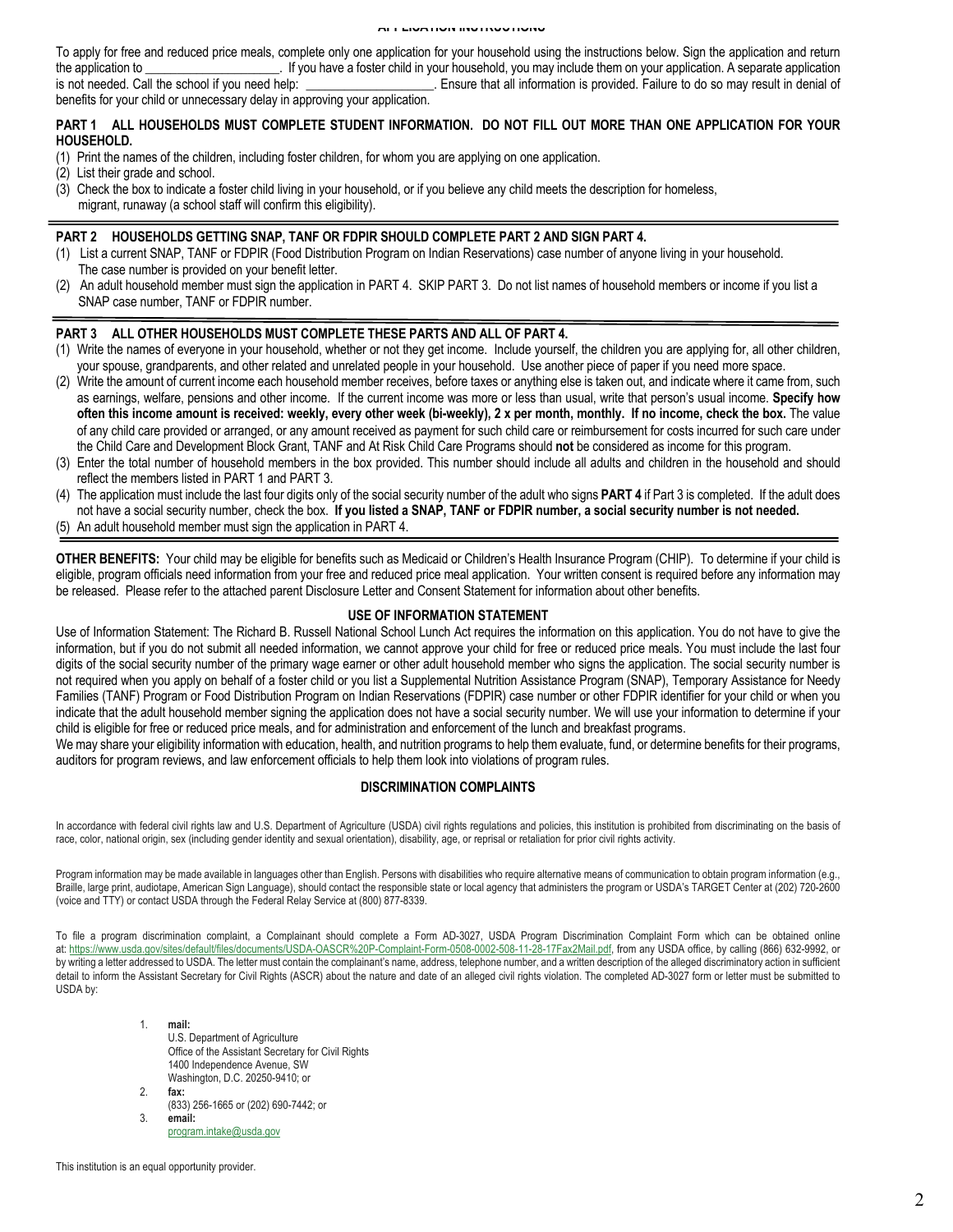# APPLICATION INSTRUCTIONS

To apply for free and reduced price meals, complete only one application for your household using the instructions below. Sign the application and return the application to \_\_\_\_\_\_\_\_\_\_\_\_\_\_\_\_\_\_\_\_\_. If you have a foster child in your household, you may include them on your application. A separate application is not needed. Call the school if you need help: \_\_\_\_\_\_\_\_\_\_\_\_\_\_\_\_\_\_\_\_. Ensure that all information is provided. Failure to do so may result in denial of benefits for your child or unnecessary delay in approving your application.

**PART 1 ALL HOUSEHOLDS MUST COMPLETE STUDENT INFORMATION. DO NOT FILL OUT MORE THAN ONE APPLICATION FOR YOUR HOUSEHOLD.**

(1) Print the names of the children, including foster children, for whom you are applying on one application.
(2) List their grade and school.
(3) Check the box to indicate a foster child living in your household, or if you believe any child meets the description for homeless, migrant, runaway (a school staff will confirm this eligibility).

**PART 2 HOUSEHOLDS GETTING SNAP, TANF OR FDPIR SHOULD COMPLETE PART 2 AND SIGN PART 4.**

(1) List a current SNAP, TANF or FDPIR (Food Distribution Program on Indian Reservations) case number of anyone living in your household. The case number is provided on your benefit letter.
(2) An adult household member must sign the application in PART 4. SKIP PART 3. Do not list names of household members or income if you list a SNAP case number, TANF or FDPIR number.

**PART 3 ALL OTHER HOUSEHOLDS MUST COMPLETE THESE PARTS AND ALL OF PART 4.**

(1) Write the names of everyone in your household, whether or not they get income. Include yourself, the children you are applying for, all other children, your spouse, grandparents, and other related and unrelated people in your household. Use another piece of paper if you need more space.
(2) Write the amount of current income each household member receives, before taxes or anything else is taken out, and indicate where it came from, such as earnings, welfare, pensions and other income. If the current income was more or less than usual, write that person's usual income. **Specify how often this income amount is received: weekly, every other week (bi-weekly), 2 x per month, monthly. If no income, check the box.** The value of any child care provided or arranged, or any amount received as payment for such child care or reimbursement for costs incurred for such care under the Child Care and Development Block Grant, TANF and At Risk Child Care Programs should **not** be considered as income for this program.
(3) Enter the total number of household members in the box provided. This number should include all adults and children in the household and should reflect the members listed in PART 1 and PART 3.
(4) The application must include the last four digits only of the social security number of the adult who signs **PART 4** if Part 3 is completed. If the adult does not have a social security number, check the box. **If you listed a SNAP, TANF or FDPIR number, a social security number is not needed.**
(5) An adult household member must sign the application in PART 4.

**OTHER BENEFITS:** Your child may be eligible for benefits such as Medicaid or Children's Health Insurance Program (CHIP). To determine if your child is eligible, program officials need information from your free and reduced price meal application. Your written consent is required before any information may be released. Please refer to the attached parent Disclosure Letter and Consent Statement for information about other benefits.

## USE OF INFORMATION STATEMENT

Use of Information Statement: The Richard B. Russell National School Lunch Act requires the information on this application. You do not have to give the information, but if you do not submit all needed information, we cannot approve your child for free or reduced price meals. You must include the last four digits of the social security number of the primary wage earner or other adult household member who signs the application. The social security number is not required when you apply on behalf of a foster child or you list a Supplemental Nutrition Assistance Program (SNAP), Temporary Assistance for Needy Families (TANF) Program or Food Distribution Program on Indian Reservations (FDPIR) case number or other FDPIR identifier for your child or when you indicate that the adult household member signing the application does not have a social security number. We will use your information to determine if your child is eligible for free or reduced price meals, and for administration and enforcement of the lunch and breakfast programs.

We may share your eligibility information with education, health, and nutrition programs to help them evaluate, fund, or determine benefits for their programs, auditors for program reviews, and law enforcement officials to help them look into violations of program rules.

## DISCRIMINATION COMPLAINTS

In accordance with federal civil rights law and U.S. Department of Agriculture (USDA) civil rights regulations and policies, this institution is prohibited from discriminating on the basis of race, color, national origin, sex (including gender identity and sexual orientation), disability, age, or reprisal or retaliation for prior civil rights activity.

Program information may be made available in languages other than English. Persons with disabilities who require alternative means of communication to obtain program information (e.g., Braille, large print, audiotape, American Sign Language), should contact the responsible state or local agency that administers the program or USDA's TARGET Center at (202) 720-2600 (voice and TTY) or contact USDA through the Federal Relay Service at (800) 877-8339.

To file a program discrimination complaint, a Complainant should complete a Form AD-3027, USDA Program Discrimination Complaint Form which can be obtained online at: https://www.usda.gov/sites/default/files/documents/USDA-OASCR%20P-Complaint-Form-0508-0002-508-11-28-17Fax2Mail.pdf, from any USDA office, by calling (866) 632-9992, or by writing a letter addressed to USDA. The letter must contain the complainant's name, address, telephone number, and a written description of the alleged discriminatory action in sufficient detail to inform the Assistant Secretary for Civil Rights (ASCR) about the nature and date of an alleged civil rights violation. The completed AD-3027 form or letter must be submitted to USDA by:

1. **mail:**
   U.S. Department of Agriculture
   Office of the Assistant Secretary for Civil Rights
   1400 Independence Avenue, SW
   Washington, D.C. 20250-9410; or
2. **fax:**
   (833) 256-1665 or (202) 690-7442; or
3. **email:**
   program.intake@usda.gov

This institution is an equal opportunity provider.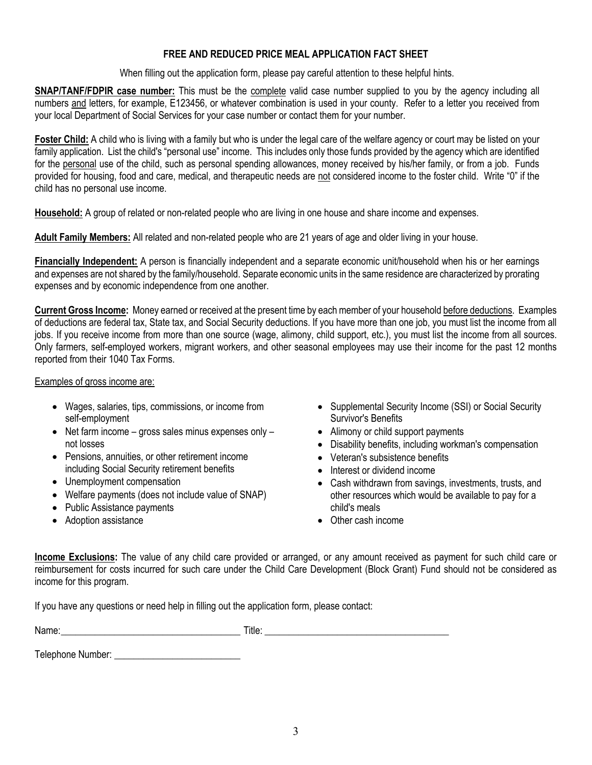# FREE AND REDUCED PRICE MEAL APPLICATION FACT SHEET

When filling out the application form, please pay careful attention to these helpful hints.

**SNAP/TANF/FDPIR case number:** This must be the complete valid case number supplied to you by the agency including all numbers and letters, for example, E123456, or whatever combination is used in your county. Refer to a letter you received from your local Department of Social Services for your case number or contact them for your number.

**Foster Child:** A child who is living with a family but who is under the legal care of the welfare agency or court may be listed on your family application. List the child's "personal use" income. This includes only those funds provided by the agency which are identified for the personal use of the child, such as personal spending allowances, money received by his/her family, or from a job. Funds provided for housing, food and care, medical, and therapeutic needs are not considered income to the foster child. Write "0" if the child has no personal use income.

**Household:** A group of related or non-related people who are living in one house and share income and expenses.

**Adult Family Members:** All related and non-related people who are 21 years of age and older living in your house.

**Financially Independent:** A person is financially independent and a separate economic unit/household when his or her earnings and expenses are not shared by the family/household. Separate economic units in the same residence are characterized by prorating expenses and by economic independence from one another.

**Current Gross Income:** Money earned or received at the present time by each member of your household before deductions. Examples of deductions are federal tax, State tax, and Social Security deductions. If you have more than one job, you must list the income from all jobs. If you receive income from more than one source (wage, alimony, child support, etc.), you must list the income from all sources. Only farmers, self-employed workers, migrant workers, and other seasonal employees may use their income for the past 12 months reported from their 1040 Tax Forms.

Examples of gross income are:

- Wages, salaries, tips, commissions, or income from self-employment
- Net farm income – gross sales minus expenses only – not losses
- Pensions, annuities, or other retirement income including Social Security retirement benefits
- Unemployment compensation
- Welfare payments (does not include value of SNAP)
- Public Assistance payments
- Adoption assistance
- Supplemental Security Income (SSI) or Social Security Survivor's Benefits
- Alimony or child support payments
- Disability benefits, including workman's compensation
- Veteran's subsistence benefits
- Interest or dividend income
- Cash withdrawn from savings, investments, trusts, and other resources which would be available to pay for a child's meals
- Other cash income

**Income Exclusions:** The value of any child care provided or arranged, or any amount received as payment for such child care or reimbursement for costs incurred for such care under the Child Care Development (Block Grant) Fund should not be considered as income for this program.

If you have any questions or need help in filling out the application form, please contact:

Name:\_\_\_\_\_\_\_\_\_\_\_\_\_\_\_\_\_\_\_\_\_\_\_\_\_\_\_\_\_\_\_\_ Title: \_\_\_\_\_\_\_\_\_\_\_\_\_\_\_\_\_\_\_\_\_\_\_\_\_\_\_\_\_\_\_\_

Telephone Number: \_\_\_\_\_\_\_\_\_\_\_\_\_\_\_\_\_\_\_\_\_\_\_\_